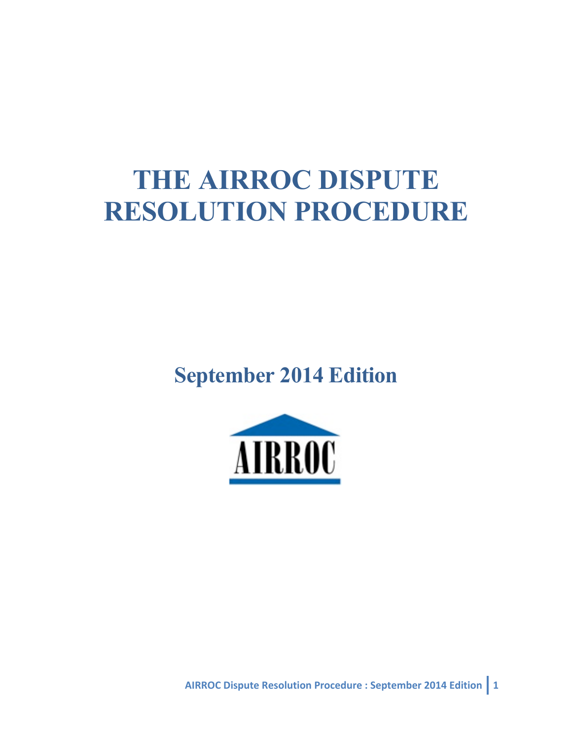# THE AIRROC DISPUTE RESOLUTION PROCEDURE

## September 2014 Edition

AIRROC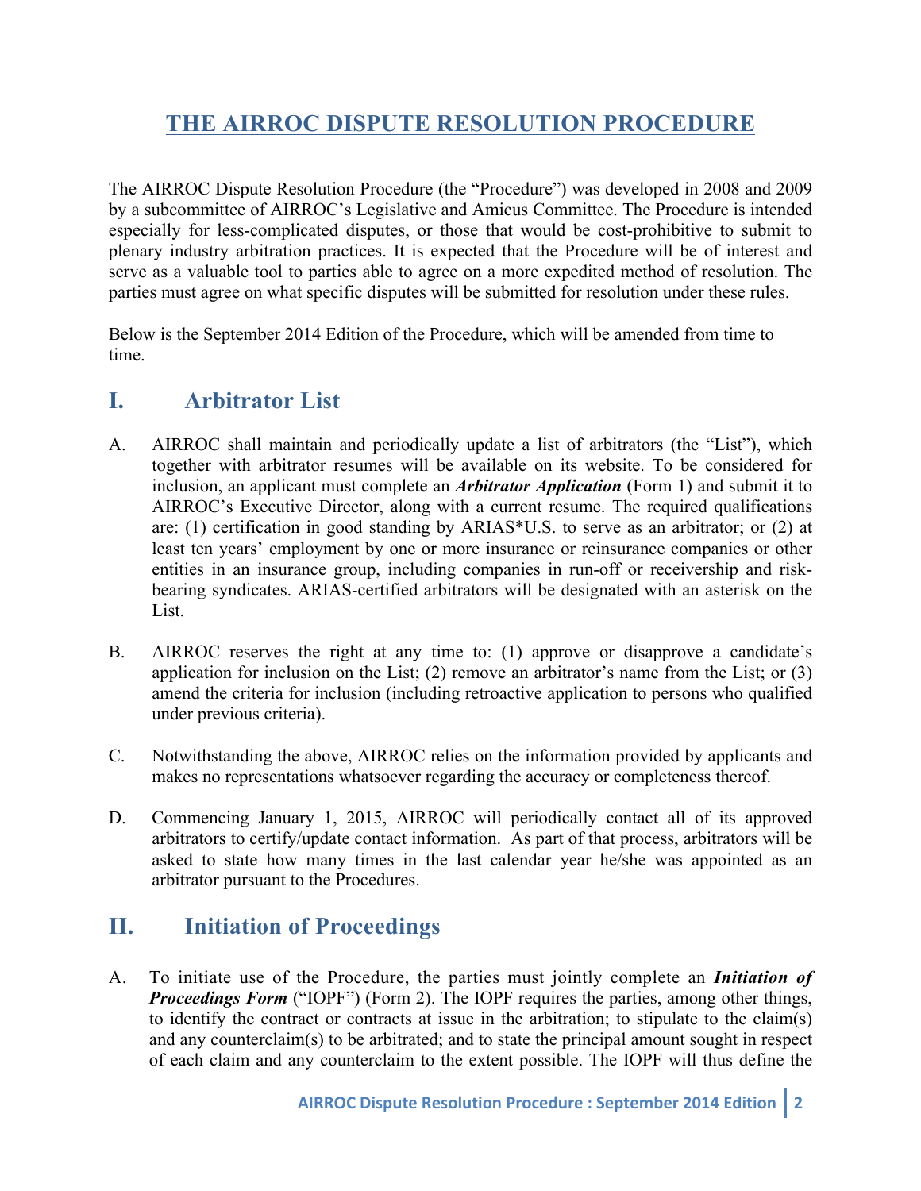# THE AIRROC DISPUTE RESOLUTION PROCEDURE

The AIRROC Dispute Resolution Procedure (the "Procedure") was developed in 2008 and 2009 by a subcommittee of AIRROC's Legislative and Amicus Committee. The Procedure is intended especially for less-complicated disputes, or those that would be cost-prohibitive to submit to plenary industry arbitration practices. It is expected that the Procedure will be of interest and serve as a valuable tool to parties able to agree on a more expedited method of resolution. The parties must agree on what specific disputes will be submitted for resolution under these rules.

Below is the September 2014 Edition of the Procedure, which will be amended from time to time.

## I. Arbitrator List

A. AIRROC shall maintain and periodically update a list of arbitrators (the "List"), which together with arbitrator resumes will be available on its website. To be considered for inclusion, an applicant must complete an ***Arbitrator Application*** (Form 1) and submit it to AIRROC's Executive Director, along with a current resume. The required qualifications are: (1) certification in good standing by ARIAS*U.S. to serve as an arbitrator; or (2) at least ten years' employment by one or more insurance or reinsurance companies or other entities in an insurance group, including companies in run-off or receivership and risk-bearing syndicates. ARIAS-certified arbitrators will be designated with an asterisk on the List.

B. AIRROC reserves the right at any time to: (1) approve or disapprove a candidate's application for inclusion on the List; (2) remove an arbitrator's name from the List; or (3) amend the criteria for inclusion (including retroactive application to persons who qualified under previous criteria).

C. Notwithstanding the above, AIRROC relies on the information provided by applicants and makes no representations whatsoever regarding the accuracy or completeness thereof.

D. Commencing January 1, 2015, AIRROC will periodically contact all of its approved arbitrators to certify/update contact information. As part of that process, arbitrators will be asked to state how many times in the last calendar year he/she was appointed as an arbitrator pursuant to the Procedures.

## II. Initiation of Proceedings

A. To initiate use of the Procedure, the parties must jointly complete an ***Initiation of Proceedings Form*** ("IOPF") (Form 2). The IOPF requires the parties, among other things, to identify the contract or contracts at issue in the arbitration; to stipulate to the claim(s) and any counterclaim(s) to be arbitrated; and to state the principal amount sought in respect of each claim and any counterclaim to the extent possible. The IOPF will thus define the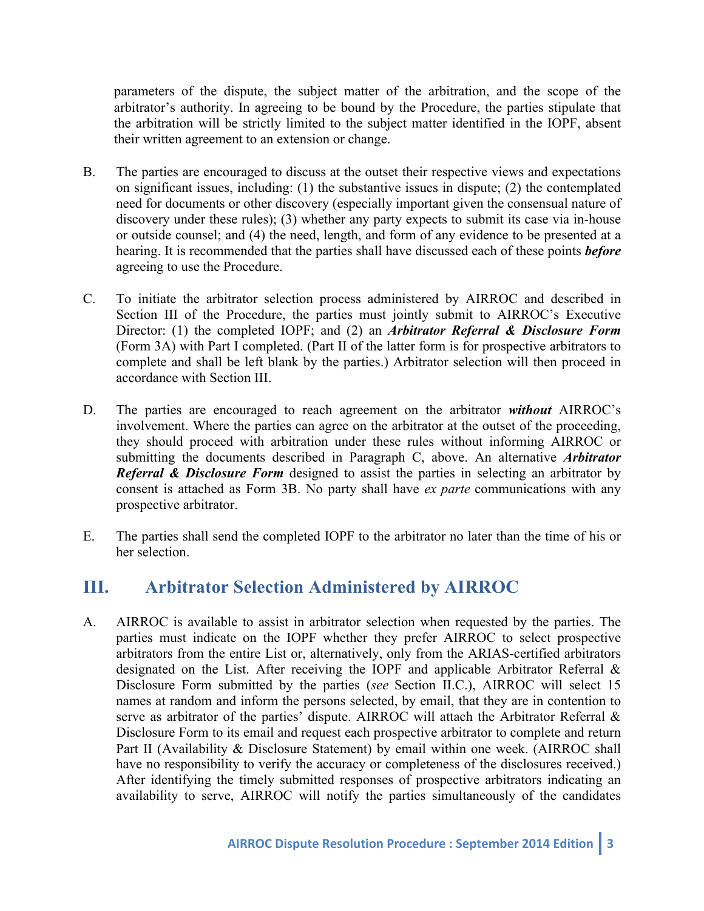parameters of the dispute, the subject matter of the arbitration, and the scope of the arbitrator's authority. In agreeing to be bound by the Procedure, the parties stipulate that the arbitration will be strictly limited to the subject matter identified in the IOPF, absent their written agreement to an extension or change.

B. The parties are encouraged to discuss at the outset their respective views and expectations on significant issues, including: (1) the substantive issues in dispute; (2) the contemplated need for documents or other discovery (especially important given the consensual nature of discovery under these rules); (3) whether any party expects to submit its case via in-house or outside counsel; and (4) the need, length, and form of any evidence to be presented at a hearing. It is recommended that the parties shall have discussed each of these points ***before*** agreeing to use the Procedure.

C. To initiate the arbitrator selection process administered by AIRROC and described in Section III of the Procedure, the parties must jointly submit to AIRROC's Executive Director: (1) the completed IOPF; and (2) an ***Arbitrator Referral & Disclosure Form*** (Form 3A) with Part I completed. (Part II of the latter form is for prospective arbitrators to complete and shall be left blank by the parties.) Arbitrator selection will then proceed in accordance with Section III.

D. The parties are encouraged to reach agreement on the arbitrator ***without*** AIRROC's involvement. Where the parties can agree on the arbitrator at the outset of the proceeding, they should proceed with arbitration under these rules without informing AIRROC or submitting the documents described in Paragraph C, above. An alternative ***Arbitrator Referral & Disclosure Form*** designed to assist the parties in selecting an arbitrator by consent is attached as Form 3B. No party shall have *ex parte* communications with any prospective arbitrator.

E. The parties shall send the completed IOPF to the arbitrator no later than the time of his or her selection.

## III. Arbitrator Selection Administered by AIRROC

A. AIRROC is available to assist in arbitrator selection when requested by the parties. The parties must indicate on the IOPF whether they prefer AIRROC to select prospective arbitrators from the entire List or, alternatively, only from the ARIAS-certified arbitrators designated on the List. After receiving the IOPF and applicable Arbitrator Referral & Disclosure Form submitted by the parties (*see* Section II.C.), AIRROC will select 15 names at random and inform the persons selected, by email, that they are in contention to serve as arbitrator of the parties' dispute. AIRROC will attach the Arbitrator Referral & Disclosure Form to its email and request each prospective arbitrator to complete and return Part II (Availability & Disclosure Statement) by email within one week. (AIRROC shall have no responsibility to verify the accuracy or completeness of the disclosures received.) After identifying the timely submitted responses of prospective arbitrators indicating an availability to serve, AIRROC will notify the parties simultaneously of the candidates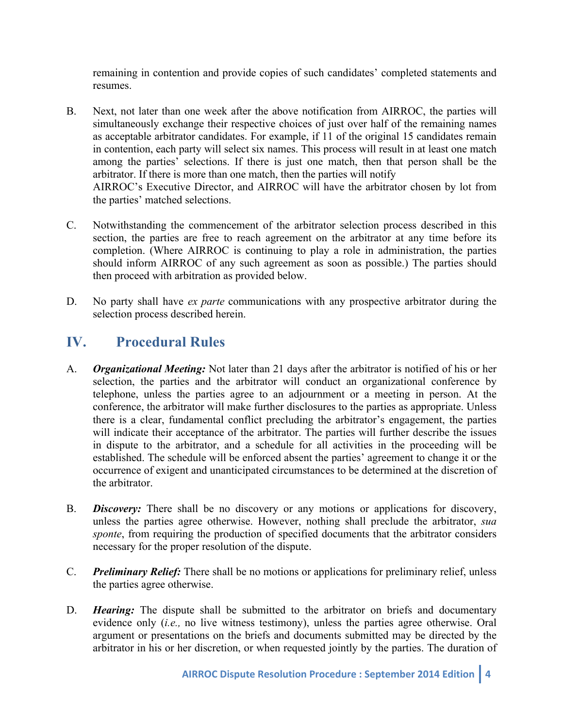remaining in contention and provide copies of such candidates' completed statements and resumes.

B. Next, not later than one week after the above notification from AIRROC, the parties will simultaneously exchange their respective choices of just over half of the remaining names as acceptable arbitrator candidates. For example, if 11 of the original 15 candidates remain in contention, each party will select six names. This process will result in at least one match among the parties' selections. If there is just one match, then that person shall be the arbitrator. If there is more than one match, then the parties will notify AIRROC's Executive Director, and AIRROC will have the arbitrator chosen by lot from the parties' matched selections.

C. Notwithstanding the commencement of the arbitrator selection process described in this section, the parties are free to reach agreement on the arbitrator at any time before its completion. (Where AIRROC is continuing to play a role in administration, the parties should inform AIRROC of any such agreement as soon as possible.) The parties should then proceed with arbitration as provided below.

D. No party shall have *ex parte* communications with any prospective arbitrator during the selection process described herein.

## IV. Procedural Rules

A. ***Organizational Meeting:*** Not later than 21 days after the arbitrator is notified of his or her selection, the parties and the arbitrator will conduct an organizational conference by telephone, unless the parties agree to an adjournment or a meeting in person. At the conference, the arbitrator will make further disclosures to the parties as appropriate. Unless there is a clear, fundamental conflict precluding the arbitrator's engagement, the parties will indicate their acceptance of the arbitrator. The parties will further describe the issues in dispute to the arbitrator, and a schedule for all activities in the proceeding will be established. The schedule will be enforced absent the parties' agreement to change it or the occurrence of exigent and unanticipated circumstances to be determined at the discretion of the arbitrator.

B. ***Discovery:*** There shall be no discovery or any motions or applications for discovery, unless the parties agree otherwise. However, nothing shall preclude the arbitrator, *sua sponte*, from requiring the production of specified documents that the arbitrator considers necessary for the proper resolution of the dispute.

C. ***Preliminary Relief:*** There shall be no motions or applications for preliminary relief, unless the parties agree otherwise.

D. ***Hearing:*** The dispute shall be submitted to the arbitrator on briefs and documentary evidence only (*i.e.,* no live witness testimony), unless the parties agree otherwise. Oral argument or presentations on the briefs and documents submitted may be directed by the arbitrator in his or her discretion, or when requested jointly by the parties. The duration of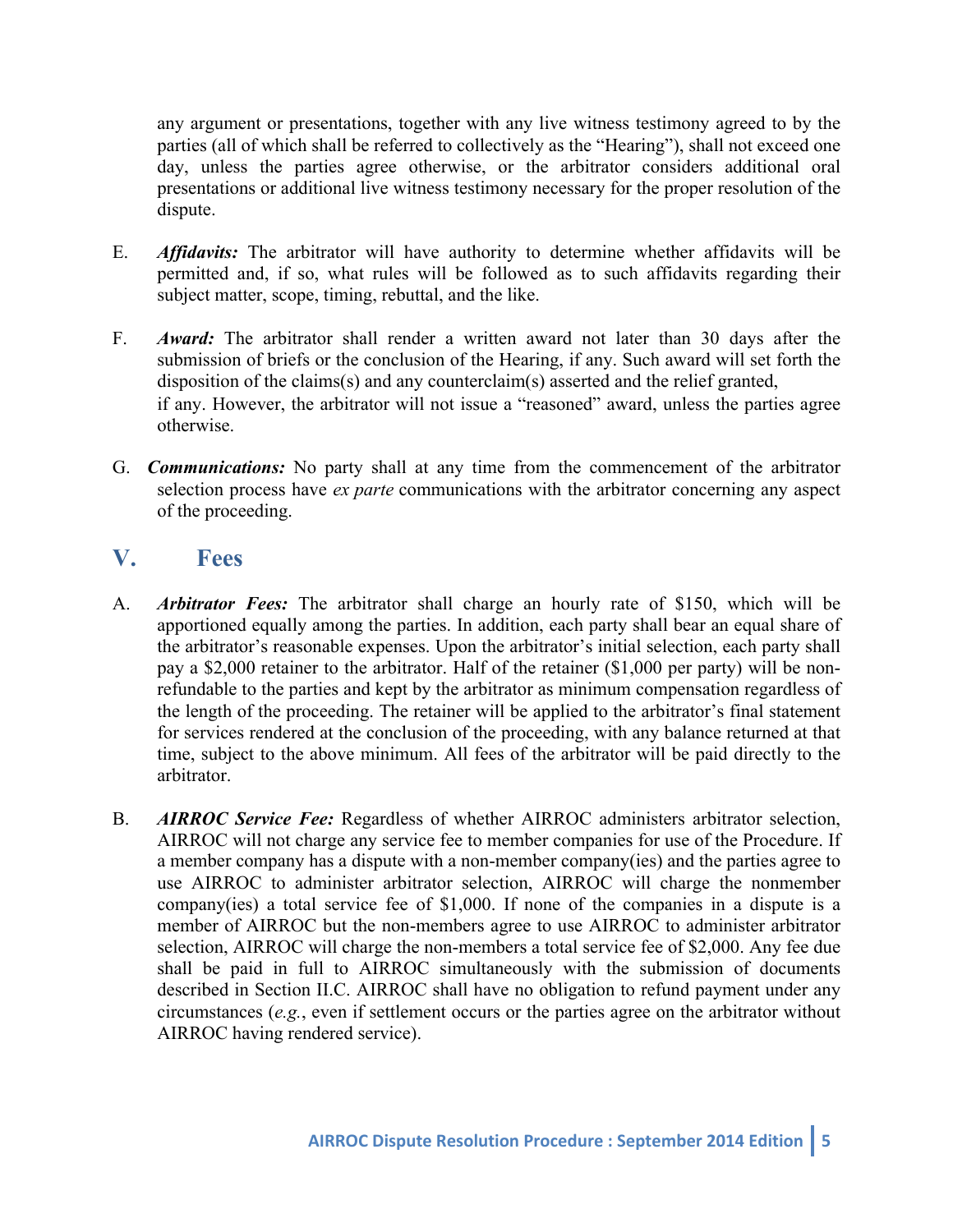any argument or presentations, together with any live witness testimony agreed to by the parties (all of which shall be referred to collectively as the "Hearing"), shall not exceed one day, unless the parties agree otherwise, or the arbitrator considers additional oral presentations or additional live witness testimony necessary for the proper resolution of the dispute.

E. ***Affidavits:*** The arbitrator will have authority to determine whether affidavits will be permitted and, if so, what rules will be followed as to such affidavits regarding their subject matter, scope, timing, rebuttal, and the like.

F. ***Award:*** The arbitrator shall render a written award not later than 30 days after the submission of briefs or the conclusion of the Hearing, if any. Such award will set forth the disposition of the claims(s) and any counterclaim(s) asserted and the relief granted, if any. However, the arbitrator will not issue a "reasoned" award, unless the parties agree otherwise.

G. ***Communications:*** No party shall at any time from the commencement of the arbitrator selection process have *ex parte* communications with the arbitrator concerning any aspect of the proceeding.

## V. Fees

A. ***Arbitrator Fees:*** The arbitrator shall charge an hourly rate of $150, which will be apportioned equally among the parties. In addition, each party shall bear an equal share of the arbitrator's reasonable expenses. Upon the arbitrator's initial selection, each party shall pay a $2,000 retainer to the arbitrator. Half of the retainer ($1,000 per party) will be non-refundable to the parties and kept by the arbitrator as minimum compensation regardless of the length of the proceeding. The retainer will be applied to the arbitrator's final statement for services rendered at the conclusion of the proceeding, with any balance returned at that time, subject to the above minimum. All fees of the arbitrator will be paid directly to the arbitrator.

B. ***AIRROC Service Fee:*** Regardless of whether AIRROC administers arbitrator selection, AIRROC will not charge any service fee to member companies for use of the Procedure. If a member company has a dispute with a non-member company(ies) and the parties agree to use AIRROC to administer arbitrator selection, AIRROC will charge the nonmember company(ies) a total service fee of $1,000. If none of the companies in a dispute is a member of AIRROC but the non-members agree to use AIRROC to administer arbitrator selection, AIRROC will charge the non-members a total service fee of $2,000. Any fee due shall be paid in full to AIRROC simultaneously with the submission of documents described in Section II.C. AIRROC shall have no obligation to refund payment under any circumstances (*e.g.*, even if settlement occurs or the parties agree on the arbitrator without AIRROC having rendered service).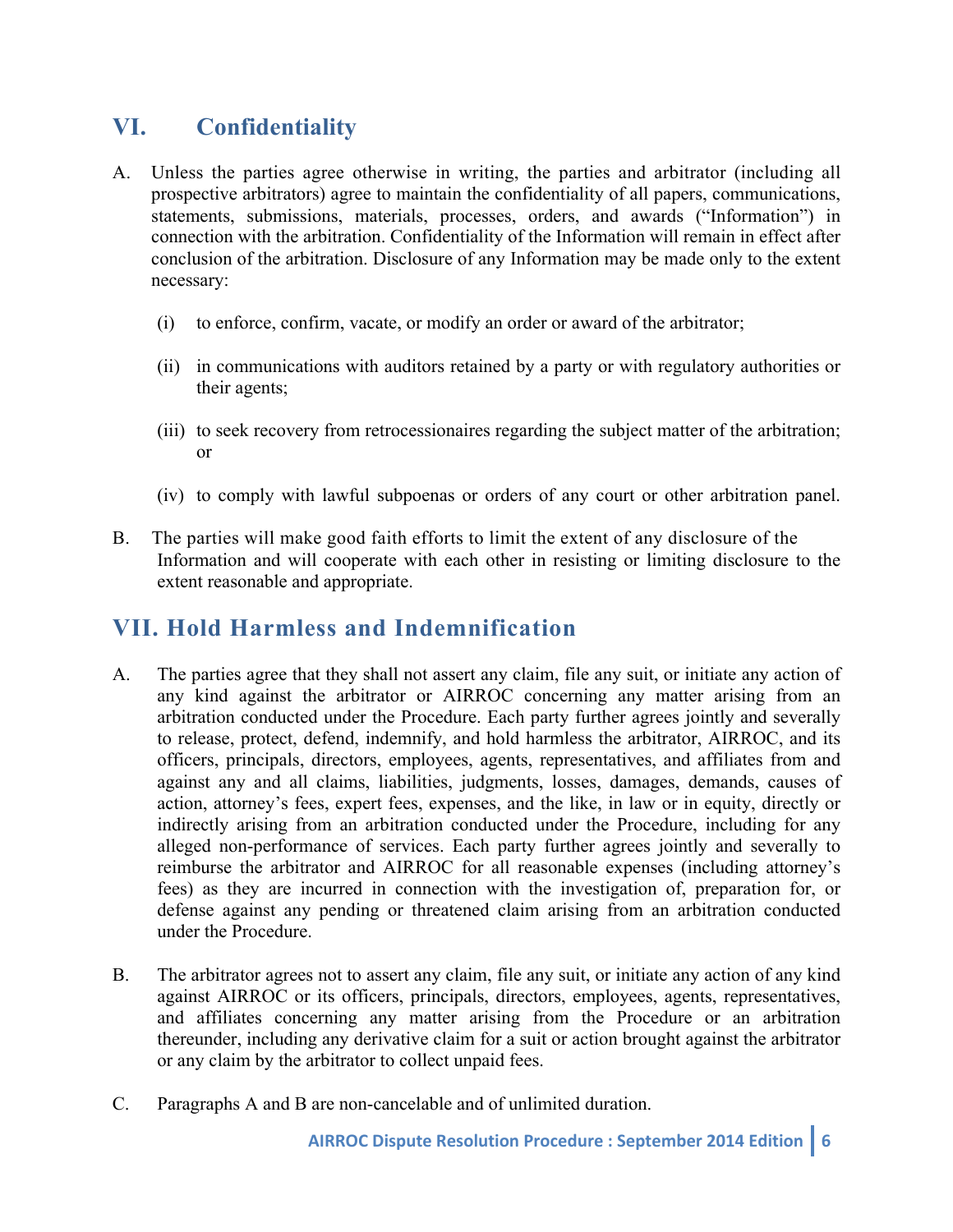## VI. Confidentiality

A. Unless the parties agree otherwise in writing, the parties and arbitrator (including all prospective arbitrators) agree to maintain the confidentiality of all papers, communications, statements, submissions, materials, processes, orders, and awards ("Information") in connection with the arbitration. Confidentiality of the Information will remain in effect after conclusion of the arbitration. Disclosure of any Information may be made only to the extent necessary:

   (i) to enforce, confirm, vacate, or modify an order or award of the arbitrator;

   (ii) in communications with auditors retained by a party or with regulatory authorities or their agents;

   (iii) to seek recovery from retrocessionaires regarding the subject matter of the arbitration; or

   (iv) to comply with lawful subpoenas or orders of any court or other arbitration panel.

B. The parties will make good faith efforts to limit the extent of any disclosure of the Information and will cooperate with each other in resisting or limiting disclosure to the extent reasonable and appropriate.

## VII. Hold Harmless and Indemnification

A. The parties agree that they shall not assert any claim, file any suit, or initiate any action of any kind against the arbitrator or AIRROC concerning any matter arising from an arbitration conducted under the Procedure. Each party further agrees jointly and severally to release, protect, defend, indemnify, and hold harmless the arbitrator, AIRROC, and its officers, principals, directors, employees, agents, representatives, and affiliates from and against any and all claims, liabilities, judgments, losses, damages, demands, causes of action, attorney's fees, expert fees, expenses, and the like, in law or in equity, directly or indirectly arising from an arbitration conducted under the Procedure, including for any alleged non-performance of services. Each party further agrees jointly and severally to reimburse the arbitrator and AIRROC for all reasonable expenses (including attorney's fees) as they are incurred in connection with the investigation of, preparation for, or defense against any pending or threatened claim arising from an arbitration conducted under the Procedure.

B. The arbitrator agrees not to assert any claim, file any suit, or initiate any action of any kind against AIRROC or its officers, principals, directors, employees, agents, representatives, and affiliates concerning any matter arising from the Procedure or an arbitration thereunder, including any derivative claim for a suit or action brought against the arbitrator or any claim by the arbitrator to collect unpaid fees.

C. Paragraphs A and B are non-cancelable and of unlimited duration.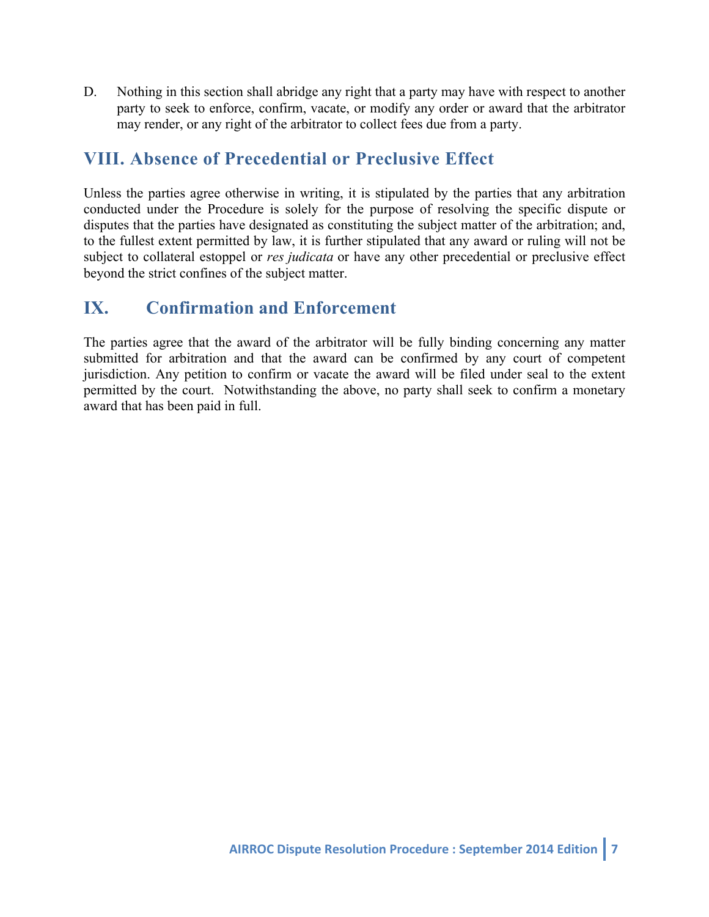D. Nothing in this section shall abridge any right that a party may have with respect to another party to seek to enforce, confirm, vacate, or modify any order or award that the arbitrator may render, or any right of the arbitrator to collect fees due from a party.

## VIII. Absence of Precedential or Preclusive Effect

Unless the parties agree otherwise in writing, it is stipulated by the parties that any arbitration conducted under the Procedure is solely for the purpose of resolving the specific dispute or disputes that the parties have designated as constituting the subject matter of the arbitration; and, to the fullest extent permitted by law, it is further stipulated that any award or ruling will not be subject to collateral estoppel or *res judicata* or have any other precedential or preclusive effect beyond the strict confines of the subject matter.

## IX. Confirmation and Enforcement

The parties agree that the award of the arbitrator will be fully binding concerning any matter submitted for arbitration and that the award can be confirmed by any court of competent jurisdiction. Any petition to confirm or vacate the award will be filed under seal to the extent permitted by the court. Notwithstanding the above, no party shall seek to confirm a monetary award that has been paid in full.